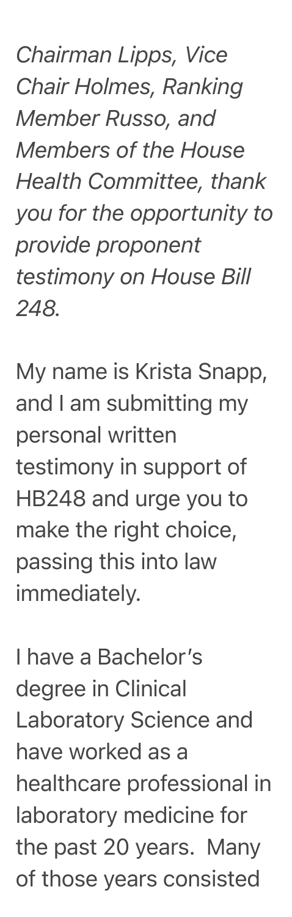*Chairman Lipps, Vice Chair Holmes, Ranking Member Russo, and Members of the House Health Committee, thank you for the opportunity to provide proponent testimony on House Bill 248.*

My name is Krista Snapp, and I am submitting my personal written testimony in support of HB248 and urge you to make the right choice, passing this into law immediately.

I have a Bachelor's degree in Clinical Laboratory Science and have worked as a healthcare professional in laboratory medicine for the past 20 years. Many of those years consisted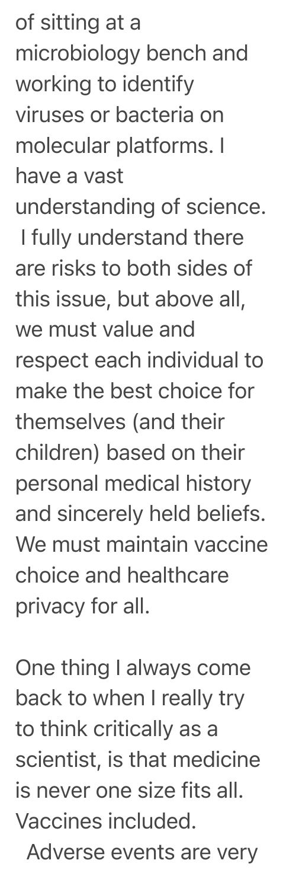of sitting at a microbiology bench and working to identify viruses or bacteria on molecular platforms. I have a vast understanding of science. I fully understand there are risks to both sides of this issue, but above all, we must value and respect each individual to make the best choice for themselves (and their children) based on their personal medical history and sincerely held beliefs. We must maintain vaccine choice and healthcare privacy for all.

One thing I always come back to when I really try to think critically as a scientist, is that medicine is never one size fits all. Vaccines included. Adverse events are very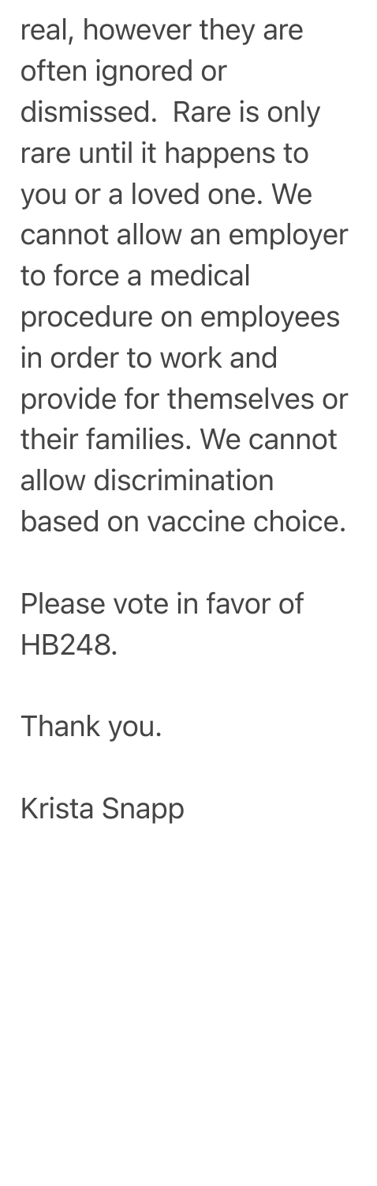real, however they are often ignored or dismissed.  Rare is only rare until it happens to you or a loved one. We cannot allow an employer to force a medical procedure on employees in order to work and provide for themselves or their families. We cannot allow discrimination based on vaccine choice.

Please vote in favor of HB248.

Thank you.

Krista Snapp